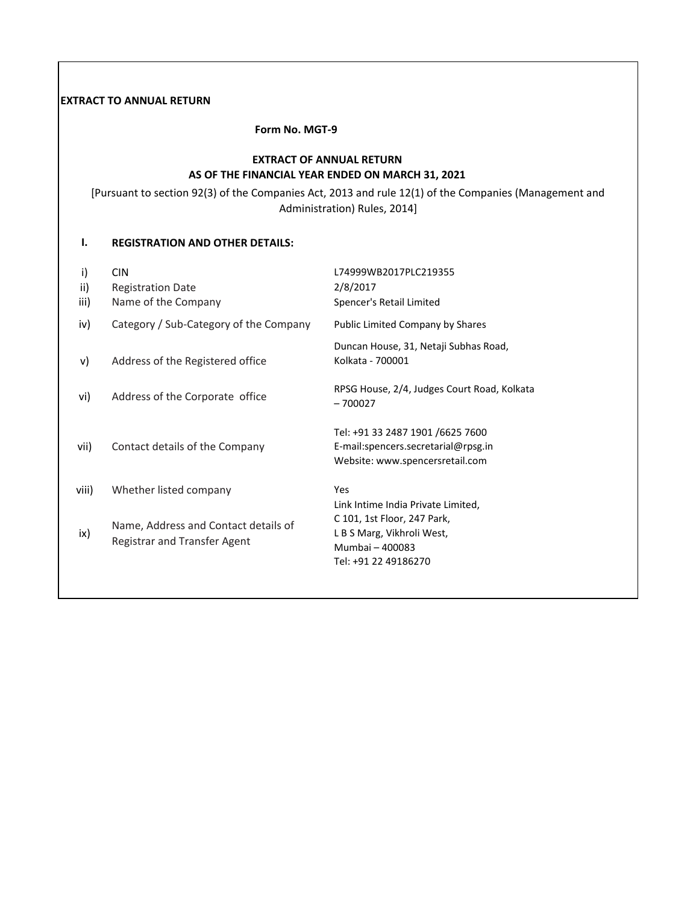**EXTRACT TO ANNUAL RETURN**

**Form No. MGT-9**

**EXTRACT OF ANNUAL RETURN**
**AS OF THE FINANCIAL YEAR ENDED ON MARCH 31, 2021**

[Pursuant to section 92(3) of the Companies Act, 2013 and rule 12(1) of the Companies (Management and Administration) Rules, 2014]

## I. REGISTRATION AND OTHER DETAILS:

| | | |
|---|---|---|
| i) | CIN | L74999WB2017PLC219355 |
| ii) | Registration Date | 2/8/2017 |
| iii) | Name of the Company | Spencer's Retail Limited |
| iv) | Category / Sub-Category of the Company | Public Limited Company by Shares |
| v) | Address of the Registered office | Duncan House, 31, Netaji Subhas Road, Kolkata - 700001 |
| vi) | Address of the Corporate office | RPSG House, 2/4, Judges Court Road, Kolkata – 700027 |
| vii) | Contact details of the Company | Tel: +91 33 2487 1901 /6625 7600<br>E-mail:spencers.secretarial@rpsg.in<br>Website: www.spencersretail.com |
| viii) | Whether listed company | Yes |
| ix) | Name, Address and Contact details of Registrar and Transfer Agent | Link Intime India Private Limited,<br>C 101, 1st Floor, 247 Park,<br>L B S Marg, Vikhroli West,<br>Mumbai – 400083<br>Tel: +91 22 49186270 |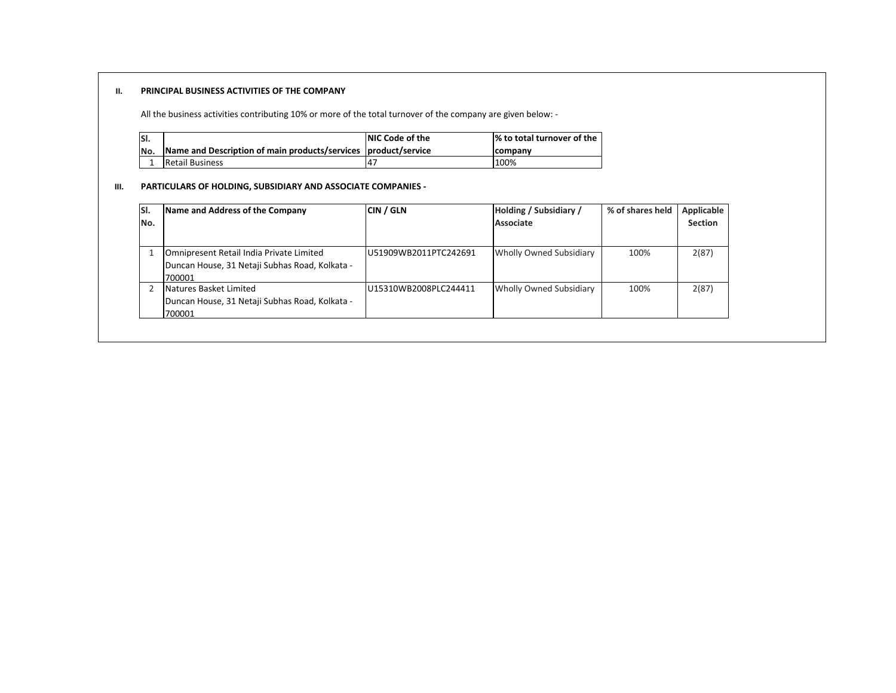## II. PRINCIPAL BUSINESS ACTIVITIES OF THE COMPANY

All the business activities contributing 10% or more of the total turnover of the company are given below: -

| Sl. No. | Name and Description of main products/services | NIC Code of the product/service | % to total turnover of the company |
|---|---|---|---|
| 1 | Retail Business | 47 | 100% |

## III. PARTICULARS OF HOLDING, SUBSIDIARY AND ASSOCIATE COMPANIES -

| Sl. No. | Name and Address of the Company | CIN / GLN | Holding / Subsidiary / Associate | % of shares held | Applicable Section |
|---|---|---|---|---|---|
| 1 | Omnipresent Retail India Private Limited Duncan House, 31 Netaji Subhas Road, Kolkata - 700001 | U51909WB2011PTC242691 | Wholly Owned Subsidiary | 100% | 2(87) |
| 2 | Natures Basket Limited Duncan House, 31 Netaji Subhas Road, Kolkata - 700001 | U15310WB2008PLC244411 | Wholly Owned Subsidiary | 100% | 2(87) |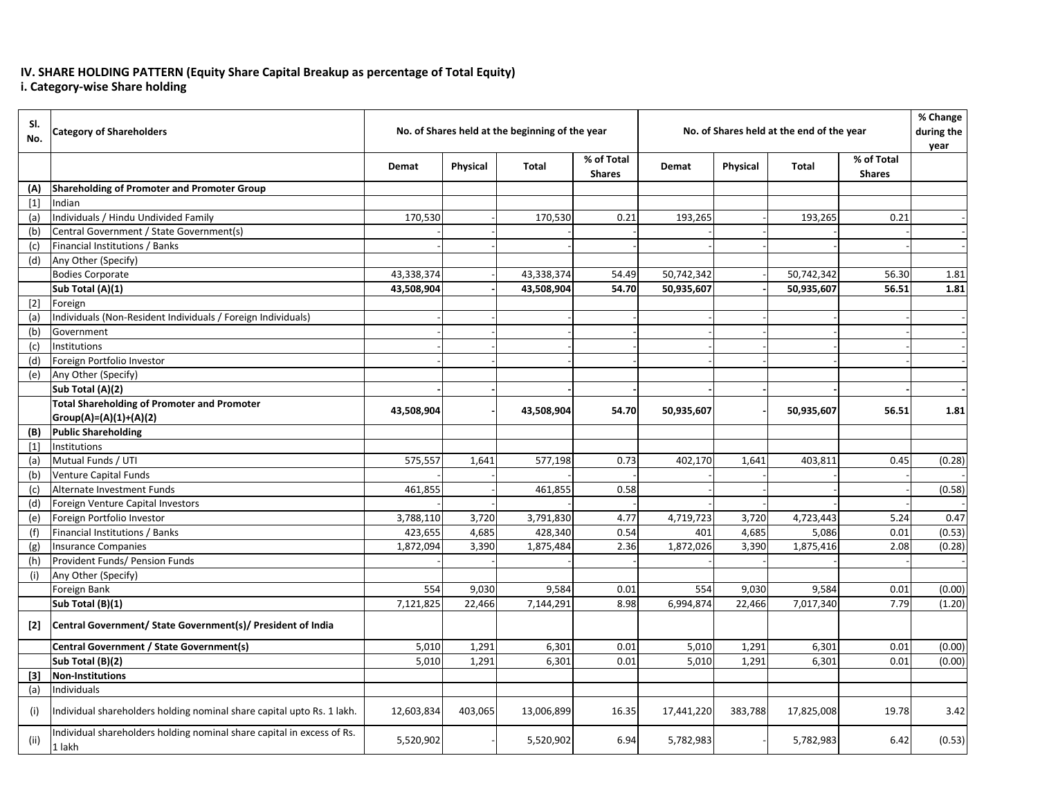### IV. SHARE HOLDING PATTERN (Equity Share Capital Breakup as percentage of Total Equity)
### i. Category-wise Share holding

| Sl. No. | Category of Shareholders | No. of Shares held at the beginning of the year | | | | No. of Shares held at the end of the year | | | | % Change during the year |
|---|---|---|---|---|---|---|---|---|---|---|
| | | Demat | Physical | Total | % of Total Shares | Demat | Physical | Total | % of Total Shares | |
| **(A)** | **Shareholding of Promoter and Promoter Group** | | | | | | | | | |
| [1] | Indian | | | | | | | | | |
| (a) | Individuals / Hindu Undivided Family | 170,530 | - | 170,530 | 0.21 | 193,265 | - | 193,265 | 0.21 | - |
| (b) | Central Government / State Government(s) | - | - | - | - | - | - | - | - | - |
| (c) | Financial Institutions / Banks | - | - | - | - | - | - | - | - | - |
| (d) | Any Other (Specify) | | | | | | | | | |
| | Bodies Corporate | 43,338,374 | - | 43,338,374 | 54.49 | 50,742,342 | - | 50,742,342 | 56.30 | 1.81 |
| | **Sub Total (A)(1)** | **43,508,904** | **-** | **43,508,904** | **54.70** | **50,935,607** | **-** | **50,935,607** | **56.51** | **1.81** |
| [2] | Foreign | | | | | | | | | |
| (a) | Individuals (Non-Resident Individuals / Foreign Individuals) | - | - | - | - | - | - | - | - | - |
| (b) | Government | - | - | - | - | - | - | - | - | - |
| (c) | Institutions | - | - | - | - | - | - | - | - | - |
| (d) | Foreign Portfolio Investor | - | - | - | - | - | - | - | - | - |
| (e) | Any Other (Specify) | | | | | | | | | |
| | **Sub Total (A)(2)** | **-** | **-** | **-** | **-** | **-** | **-** | **-** | **-** | **-** |
| | **Total Shareholding of Promoter and Promoter Group(A)=(A)(1)+(A)(2)** | **43,508,904** | **-** | **43,508,904** | **54.70** | **50,935,607** | **-** | **50,935,607** | **56.51** | **1.81** |
| **(B)** | **Public Shareholding** | | | | | | | | | |
| [1] | Institutions | | | | | | | | | |
| (a) | Mutual Funds / UTI | 575,557 | 1,641 | 577,198 | 0.73 | 402,170 | 1,641 | 403,811 | 0.45 | (0.28) |
| (b) | Venture Capital Funds | - | - | - | - | - | - | - | - | - |
| (c) | Alternate Investment Funds | 461,855 | - | 461,855 | 0.58 | - | - | - | - | (0.58) |
| (d) | Foreign Venture Capital Investors | - | - | - | - | - | - | - | - | - |
| (e) | Foreign Portfolio Investor | 3,788,110 | 3,720 | 3,791,830 | 4.77 | 4,719,723 | 3,720 | 4,723,443 | 5.24 | 0.47 |
| (f) | Financial Institutions / Banks | 423,655 | 4,685 | 428,340 | 0.54 | 401 | 4,685 | 5,086 | 0.01 | (0.53) |
| (g) | Insurance Companies | 1,872,094 | 3,390 | 1,875,484 | 2.36 | 1,872,026 | 3,390 | 1,875,416 | 2.08 | (0.28) |
| (h) | Provident Funds/ Pension Funds | - | - | - | - | - | - | - | - | - |
| (i) | Any Other (Specify) | | | | | | | | | |
| | Foreign Bank | 554 | 9,030 | 9,584 | 0.01 | 554 | 9,030 | 9,584 | 0.01 | (0.00) |
| | **Sub Total (B)(1)** | 7,121,825 | 22,466 | 7,144,291 | 8.98 | 6,994,874 | 22,466 | 7,017,340 | 7.79 | (1.20) |
| **[2]** | **Central Government/ State Government(s)/ President of India** | | | | | | | | | |
| | **Central Government / State Government(s)** | 5,010 | 1,291 | 6,301 | 0.01 | 5,010 | 1,291 | 6,301 | 0.01 | (0.00) |
| | **Sub Total (B)(2)** | 5,010 | 1,291 | 6,301 | 0.01 | 5,010 | 1,291 | 6,301 | 0.01 | (0.00) |
| **[3]** | **Non-Institutions** | | | | | | | | | |
| (a) | Individuals | | | | | | | | | |
| (i) | Individual shareholders holding nominal share capital upto Rs. 1 lakh. | 12,603,834 | 403,065 | 13,006,899 | 16.35 | 17,441,220 | 383,788 | 17,825,008 | 19.78 | 3.42 |
| (ii) | Individual shareholders holding nominal share capital in excess of Rs. 1 lakh | 5,520,902 | - | 5,520,902 | 6.94 | 5,782,983 | - | 5,782,983 | 6.42 | (0.53) |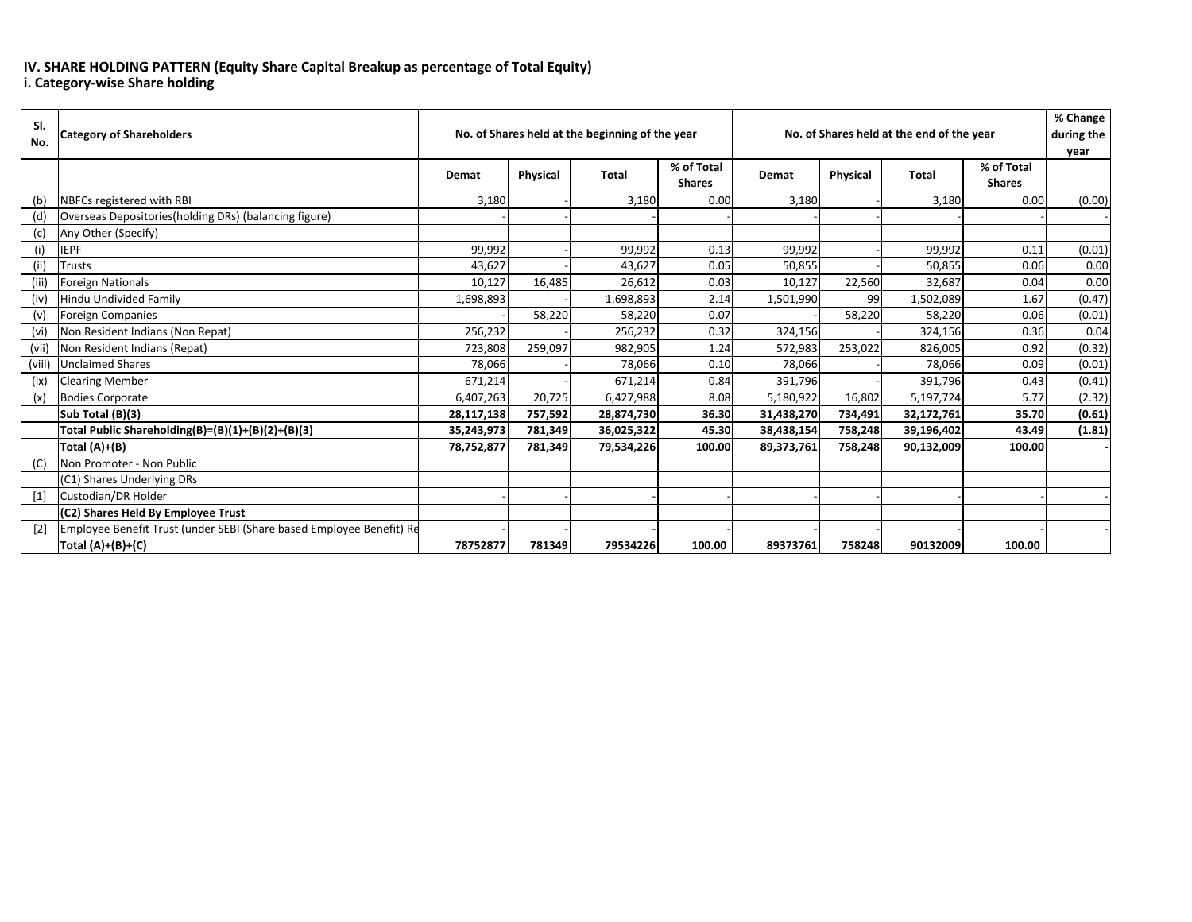# IV. SHARE HOLDING PATTERN (Equity Share Capital Breakup as percentage of Total Equity)
## i. Category-wise Share holding

| Sl. No. | Category of Shareholders | No. of Shares held at the beginning of the year | | | | No. of Shares held at the end of the year | | | | % Change during the year |
|---|---|---|---|---|---|---|---|---|---|---|
| | | Demat | Physical | Total | % of Total Shares | Demat | Physical | Total | % of Total Shares | |
| (b) | NBFCs registered with RBI | 3,180 | - | 3,180 | 0.00 | 3,180 | - | 3,180 | 0.00 | (0.00) |
| (d) | Overseas Depositories(holding DRs) (balancing figure) | - | - | - | - | - | - | - | - | - |
| (c) | Any Other (Specify) | | | | | | | | | |
| (i) | IEPF | 99,992 | - | 99,992 | 0.13 | 99,992 | - | 99,992 | 0.11 | (0.01) |
| (ii) | Trusts | 43,627 | - | 43,627 | 0.05 | 50,855 | - | 50,855 | 0.06 | 0.00 |
| (iii) | Foreign Nationals | 10,127 | 16,485 | 26,612 | 0.03 | 10,127 | 22,560 | 32,687 | 0.04 | 0.00 |
| (iv) | Hindu Undivided Family | 1,698,893 | - | 1,698,893 | 2.14 | 1,501,990 | 99 | 1,502,089 | 1.67 | (0.47) |
| (v) | Foreign Companies | - | 58,220 | 58,220 | 0.07 | - | 58,220 | 58,220 | 0.06 | (0.01) |
| (vi) | Non Resident Indians (Non Repat) | 256,232 | - | 256,232 | 0.32 | 324,156 | - | 324,156 | 0.36 | 0.04 |
| (vii) | Non Resident Indians (Repat) | 723,808 | 259,097 | 982,905 | 1.24 | 572,983 | 253,022 | 826,005 | 0.92 | (0.32) |
| (viii) | Unclaimed Shares | 78,066 | - | 78,066 | 0.10 | 78,066 | - | 78,066 | 0.09 | (0.01) |
| (ix) | Clearing Member | 671,214 | - | 671,214 | 0.84 | 391,796 | - | 391,796 | 0.43 | (0.41) |
| (x) | Bodies Corporate | 6,407,263 | 20,725 | 6,427,988 | 8.08 | 5,180,922 | 16,802 | 5,197,724 | 5.77 | (2.32) |
| | **Sub Total (B)(3)** | **28,117,138** | **757,592** | **28,874,730** | **36.30** | **31,438,270** | **734,491** | **32,172,761** | **35.70** | **(0.61)** |
| | **Total Public Shareholding(B)=(B)(1)+(B)(2)+(B)(3)** | **35,243,973** | **781,349** | **36,025,322** | **45.30** | **38,438,154** | **758,248** | **39,196,402** | **43.49** | **(1.81)** |
| | **Total (A)+(B)** | **78,752,877** | **781,349** | **79,534,226** | **100.00** | **89,373,761** | **758,248** | **90,132,009** | **100.00** | **-** |
| (C) | Non Promoter - Non Public | | | | | | | | | |
| | (C1) Shares Underlying DRs | | | | | | | | | |
| [1] | Custodian/DR Holder | - | - | - | - | - | - | - | - | - |
| | **(C2) Shares Held By Employee Trust** | | | | | | | | | |
| [2] | Employee Benefit Trust (under SEBI (Share based Employee Benefit) Re | - | - | - | - | - | - | - | - | - |
| | **Total (A)+(B)+(C)** | **78752877** | **781349** | **79534226** | **100.00** | **89373761** | **758248** | **90132009** | **100.00** | |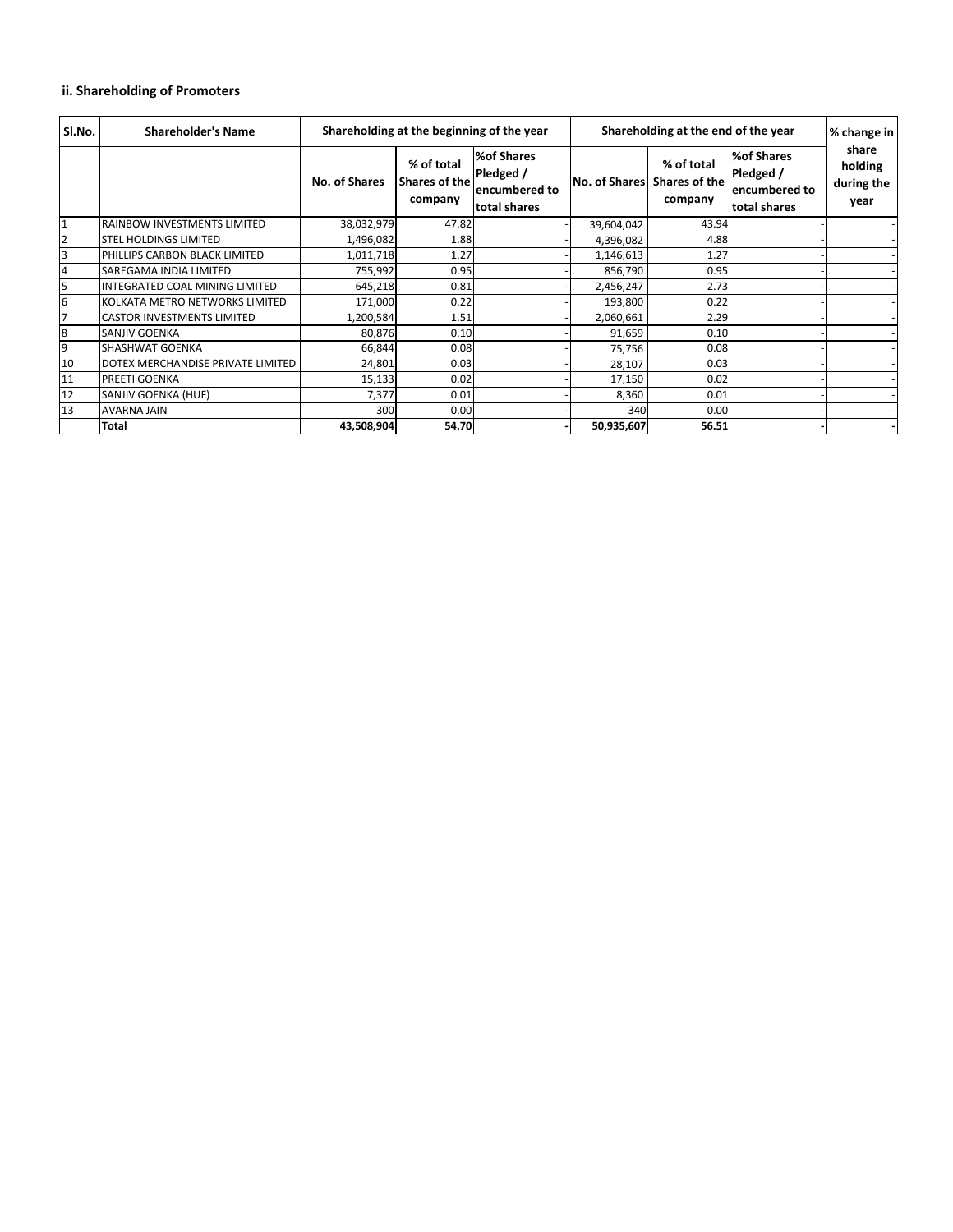### ii. Shareholding of Promoters

| Sl.No. | Shareholder's Name | Shareholding at the beginning of the year | | | Shareholding at the end of the year | | | % change in share holding during the year |
|---|---|---|---|---|---|---|---|---|
| | | No. of Shares | % of total Shares of the company | %of Shares Pledged / encumbered to total shares | No. of Shares | % of total Shares of the company | %of Shares Pledged / encumbered to total shares | |
| 1 | RAINBOW INVESTMENTS LIMITED | 38,032,979 | 47.82 | - | 39,604,042 | 43.94 | - | - |
| 2 | STEL HOLDINGS LIMITED | 1,496,082 | 1.88 | - | 4,396,082 | 4.88 | - | - |
| 3 | PHILLIPS CARBON BLACK LIMITED | 1,011,718 | 1.27 | - | 1,146,613 | 1.27 | - | - |
| 4 | SAREGAMA INDIA LIMITED | 755,992 | 0.95 | - | 856,790 | 0.95 | - | - |
| 5 | INTEGRATED COAL MINING LIMITED | 645,218 | 0.81 | - | 2,456,247 | 2.73 | - | - |
| 6 | KOLKATA METRO NETWORKS LIMITED | 171,000 | 0.22 | - | 193,800 | 0.22 | - | - |
| 7 | CASTOR INVESTMENTS LIMITED | 1,200,584 | 1.51 | - | 2,060,661 | 2.29 | - | - |
| 8 | SANJIV GOENKA | 80,876 | 0.10 | - | 91,659 | 0.10 | - | - |
| 9 | SHASHWAT GOENKA | 66,844 | 0.08 | - | 75,756 | 0.08 | - | - |
| 10 | DOTEX MERCHANDISE PRIVATE LIMITED | 24,801 | 0.03 | - | 28,107 | 0.03 | - | - |
| 11 | PREETI GOENKA | 15,133 | 0.02 | - | 17,150 | 0.02 | - | - |
| 12 | SANJIV GOENKA (HUF) | 7,377 | 0.01 | - | 8,360 | 0.01 | - | - |
| 13 | AVARNA JAIN | 300 | 0.00 | - | 340 | 0.00 | - | - |
| | **Total** | **43,508,904** | **54.70** | **-** | **50,935,607** | **56.51** | **-** | **-** |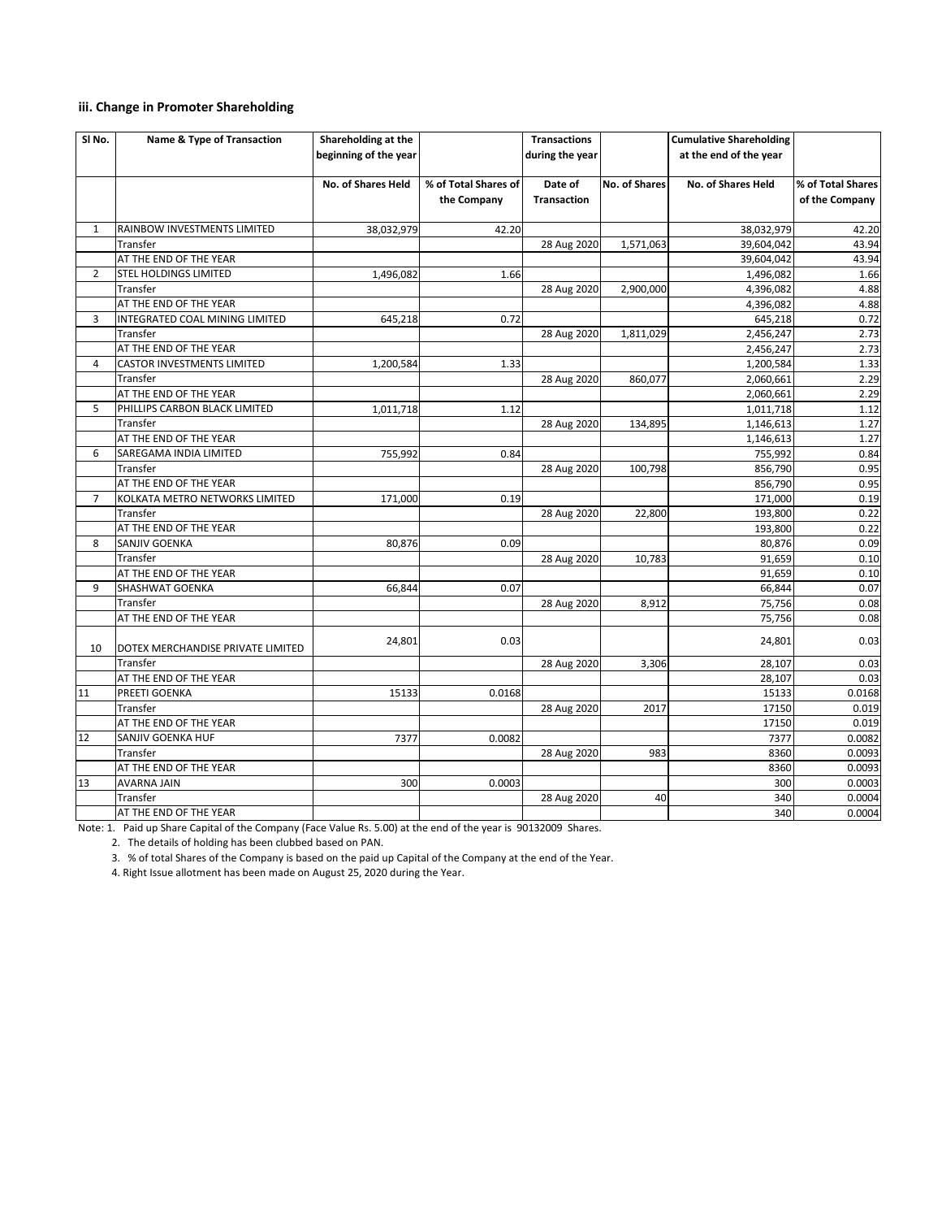### iii. Change in Promoter Shareholding

| Sl No. | Name & Type of Transaction | Shareholding at the beginning of the year | | Transactions during the year | | Cumulative Shareholding at the end of the year | |
|---|---|---|---|---|---|---|---|
| | | No. of Shares Held | % of Total Shares of the Company | Date of Transaction | No. of Shares | No. of Shares Held | % of Total Shares of the Company |
| 1 | RAINBOW INVESTMENTS LIMITED | 38,032,979 | 42.20 | | | 38,032,979 | 42.20 |
| | Transfer | | | 28 Aug 2020 | 1,571,063 | 39,604,042 | 43.94 |
| | AT THE END OF THE YEAR | | | | | 39,604,042 | 43.94 |
| 2 | STEL HOLDINGS LIMITED | 1,496,082 | 1.66 | | | 1,496,082 | 1.66 |
| | Transfer | | | 28 Aug 2020 | 2,900,000 | 4,396,082 | 4.88 |
| | AT THE END OF THE YEAR | | | | | 4,396,082 | 4.88 |
| 3 | INTEGRATED COAL MINING LIMITED | 645,218 | 0.72 | | | 645,218 | 0.72 |
| | Transfer | | | 28 Aug 2020 | 1,811,029 | 2,456,247 | 2.73 |
| | AT THE END OF THE YEAR | | | | | 2,456,247 | 2.73 |
| 4 | CASTOR INVESTMENTS LIMITED | 1,200,584 | 1.33 | | | 1,200,584 | 1.33 |
| | Transfer | | | 28 Aug 2020 | 860,077 | 2,060,661 | 2.29 |
| | AT THE END OF THE YEAR | | | | | 2,060,661 | 2.29 |
| 5 | PHILLIPS CARBON BLACK LIMITED | 1,011,718 | 1.12 | | | 1,011,718 | 1.12 |
| | Transfer | | | 28 Aug 2020 | 134,895 | 1,146,613 | 1.27 |
| | AT THE END OF THE YEAR | | | | | 1,146,613 | 1.27 |
| 6 | SAREGAMA INDIA LIMITED | 755,992 | 0.84 | | | 755,992 | 0.84 |
| | Transfer | | | 28 Aug 2020 | 100,798 | 856,790 | 0.95 |
| | AT THE END OF THE YEAR | | | | | 856,790 | 0.95 |
| 7 | KOLKATA METRO NETWORKS LIMITED | 171,000 | 0.19 | | | 171,000 | 0.19 |
| | Transfer | | | 28 Aug 2020 | 22,800 | 193,800 | 0.22 |
| | AT THE END OF THE YEAR | | | | | 193,800 | 0.22 |
| 8 | SANJIV GOENKA | 80,876 | 0.09 | | | 80,876 | 0.09 |
| | Transfer | | | 28 Aug 2020 | 10,783 | 91,659 | 0.10 |
| | AT THE END OF THE YEAR | | | | | 91,659 | 0.10 |
| 9 | SHASHWAT GOENKA | 66,844 | 0.07 | | | 66,844 | 0.07 |
| | Transfer | | | 28 Aug 2020 | 8,912 | 75,756 | 0.08 |
| | AT THE END OF THE YEAR | | | | | 75,756 | 0.08 |
| 10 | DOTEX MERCHANDISE PRIVATE LIMITED | 24,801 | 0.03 | | | 24,801 | 0.03 |
| | Transfer | | | 28 Aug 2020 | 3,306 | 28,107 | 0.03 |
| | AT THE END OF THE YEAR | | | | | 28,107 | 0.03 |
| 11 | PREETI GOENKA | 15133 | 0.0168 | | | 15133 | 0.0168 |
| | Transfer | | | 28 Aug 2020 | 2017 | 17150 | 0.019 |
| | AT THE END OF THE YEAR | | | | | 17150 | 0.019 |
| 12 | SANJIV GOENKA HUF | 7377 | 0.0082 | | | 7377 | 0.0082 |
| | Transfer | | | 28 Aug 2020 | 983 | 8360 | 0.0093 |
| | AT THE END OF THE YEAR | | | | | 8360 | 0.0093 |
| 13 | AVARNA JAIN | 300 | 0.0003 | | | 300 | 0.0003 |
| | Transfer | | | 28 Aug 2020 | 40 | 340 | 0.0004 |
| | AT THE END OF THE YEAR | | | | | 340 | 0.0004 |

Note: 1. Paid up Share Capital of the Company (Face Value Rs. 5.00) at the end of the year is 90132009 Shares.

2. The details of holding has been clubbed based on PAN.

3. % of total Shares of the Company is based on the paid up Capital of the Company at the end of the Year.

4. Right Issue allotment has been made on August 25, 2020 during the Year.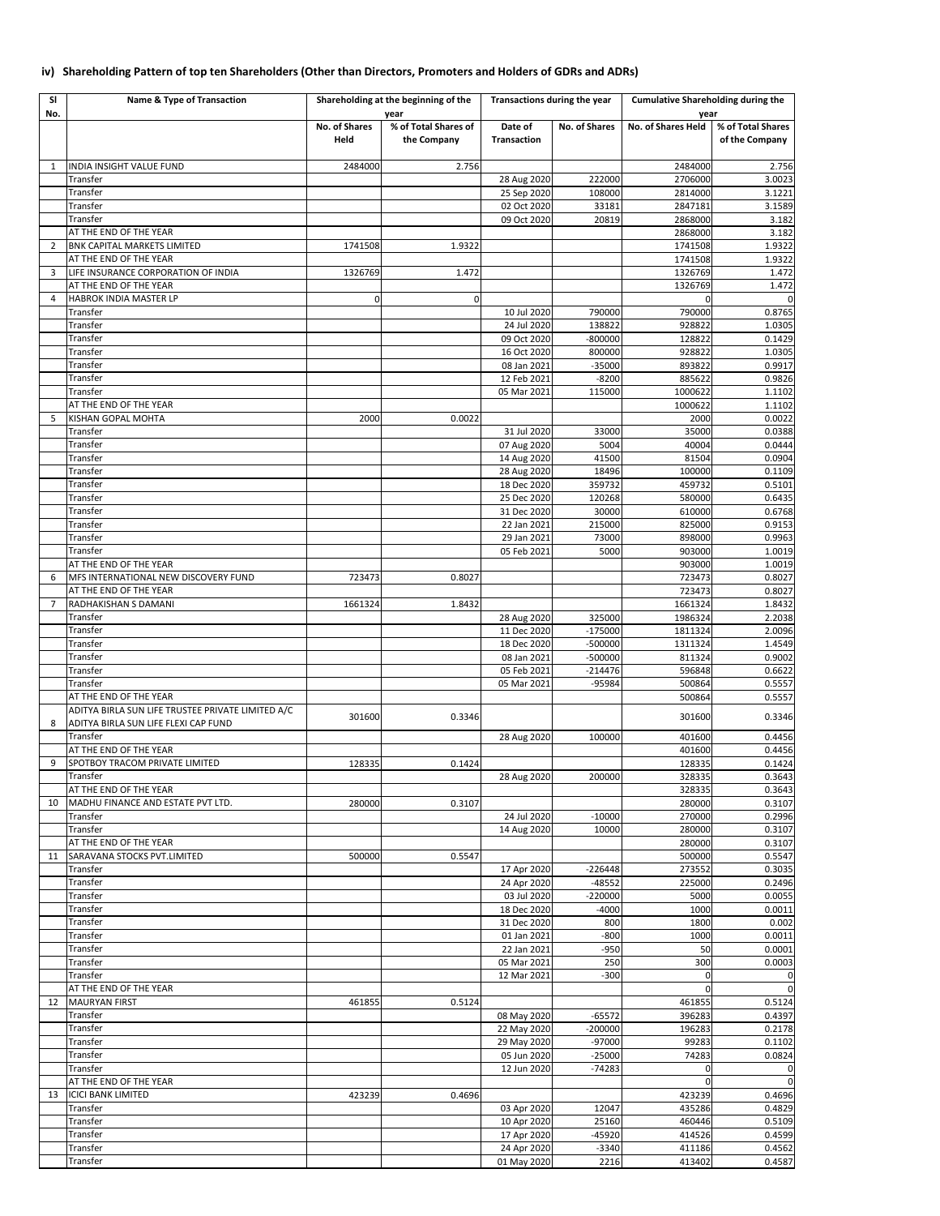### iv) Shareholding Pattern of top ten Shareholders (Other than Directors, Promoters and Holders of GDRs and ADRs)

| Sl No. | Name & Type of Transaction | Shareholding at the beginning of the year | | Transactions during the year | | Cumulative Shareholding during the year | |
|---|---|---|---|---|---|---|---|
| | | No. of Shares Held | % of Total Shares of the Company | Date of Transaction | No. of Shares | No. of Shares Held | % of Total Shares of the Company |
| 1 | INDIA INSIGHT VALUE FUND | 2484000 | 2.756 | | | 2484000 | 2.756 |
| | Transfer | | | 28 Aug 2020 | 222000 | 2706000 | 3.0023 |
| | Transfer | | | 25 Sep 2020 | 108000 | 2814000 | 3.1221 |
| | Transfer | | | 02 Oct 2020 | 33181 | 2847181 | 3.1589 |
| | Transfer | | | 09 Oct 2020 | 20819 | 2868000 | 3.182 |
| | AT THE END OF THE YEAR | | | | | 2868000 | 3.182 |
| 2 | BNK CAPITAL MARKETS LIMITED | 1741508 | 1.9322 | | | 1741508 | 1.9322 |
| | AT THE END OF THE YEAR | | | | | 1741508 | 1.9322 |
| 3 | LIFE INSURANCE CORPORATION OF INDIA | 1326769 | 1.472 | | | 1326769 | 1.472 |
| | AT THE END OF THE YEAR | | | | | 1326769 | 1.472 |
| 4 | HABROK INDIA MASTER LP | 0 | 0 | | | 0 | 0 |
| | Transfer | | | 10 Jul 2020 | 790000 | 790000 | 0.8765 |
| | Transfer | | | 24 Jul 2020 | 138822 | 928822 | 1.0305 |
| | Transfer | | | 09 Oct 2020 | -800000 | 128822 | 0.1429 |
| | Transfer | | | 16 Oct 2020 | 800000 | 928822 | 1.0305 |
| | Transfer | | | 08 Jan 2021 | -35000 | 893822 | 0.9917 |
| | Transfer | | | 12 Feb 2021 | -8200 | 885622 | 0.9826 |
| | Transfer | | | 05 Mar 2021 | 115000 | 1000622 | 1.1102 |
| | AT THE END OF THE YEAR | | | | | 1000622 | 1.1102 |
| 5 | KISHAN GOPAL MOHTA | 2000 | 0.0022 | | | 2000 | 0.0022 |
| | Transfer | | | 31 Jul 2020 | 33000 | 35000 | 0.0388 |
| | Transfer | | | 07 Aug 2020 | 5004 | 40004 | 0.0444 |
| | Transfer | | | 14 Aug 2020 | 41500 | 81504 | 0.0904 |
| | Transfer | | | 28 Aug 2020 | 18496 | 100000 | 0.1109 |
| | Transfer | | | 18 Dec 2020 | 359732 | 459732 | 0.5101 |
| | Transfer | | | 25 Dec 2020 | 120268 | 580000 | 0.6435 |
| | Transfer | | | 31 Dec 2020 | 30000 | 610000 | 0.6768 |
| | Transfer | | | 22 Jan 2021 | 215000 | 825000 | 0.9153 |
| | Transfer | | | 29 Jan 2021 | 73000 | 898000 | 0.9963 |
| | Transfer | | | 05 Feb 2021 | 5000 | 903000 | 1.0019 |
| | AT THE END OF THE YEAR | | | | | 903000 | 1.0019 |
| 6 | MFS INTERNATIONAL NEW DISCOVERY FUND | 723473 | 0.8027 | | | 723473 | 0.8027 |
| | AT THE END OF THE YEAR | | | | | 723473 | 0.8027 |
| 7 | RADHAKISHAN S DAMANI | 1661324 | 1.8432 | | | 1661324 | 1.8432 |
| | Transfer | | | 28 Aug 2020 | 325000 | 1986324 | 2.2038 |
| | Transfer | | | 11 Dec 2020 | -175000 | 1811324 | 2.0096 |
| | Transfer | | | 18 Dec 2020 | -500000 | 1311324 | 1.4549 |
| | Transfer | | | 08 Jan 2021 | -500000 | 811324 | 0.9002 |
| | Transfer | | | 05 Feb 2021 | -214476 | 596848 | 0.6622 |
| | Transfer | | | 05 Mar 2021 | -95984 | 500864 | 0.5557 |
| | AT THE END OF THE YEAR | | | | | 500864 | 0.5557 |
| 8 | ADITYA BIRLA SUN LIFE TRUSTEE PRIVATE LIMITED A/C ADITYA BIRLA SUN LIFE FLEXI CAP FUND | 301600 | 0.3346 | | | 301600 | 0.3346 |
| | Transfer | | | 28 Aug 2020 | 100000 | 401600 | 0.4456 |
| | AT THE END OF THE YEAR | | | | | 401600 | 0.4456 |
| 9 | SPOTBOY TRACOM PRIVATE LIMITED | 128335 | 0.1424 | | | 128335 | 0.1424 |
| | Transfer | | | 28 Aug 2020 | 200000 | 328335 | 0.3643 |
| | AT THE END OF THE YEAR | | | | | 328335 | 0.3643 |
| 10 | MADHU FINANCE AND ESTATE PVT LTD. | 280000 | 0.3107 | | | 280000 | 0.3107 |
| | Transfer | | | 24 Jul 2020 | -10000 | 270000 | 0.2996 |
| | Transfer | | | 14 Aug 2020 | 10000 | 280000 | 0.3107 |
| | AT THE END OF THE YEAR | | | | | 280000 | 0.3107 |
| 11 | SARAVANA STOCKS PVT.LIMITED | 500000 | 0.5547 | | | 500000 | 0.5547 |
| | Transfer | | | 17 Apr 2020 | -226448 | 273552 | 0.3035 |
| | Transfer | | | 24 Apr 2020 | -48552 | 225000 | 0.2496 |
| | Transfer | | | 03 Jul 2020 | -220000 | 5000 | 0.0055 |
| | Transfer | | | 18 Dec 2020 | -4000 | 1000 | 0.0011 |
| | Transfer | | | 31 Dec 2020 | 800 | 1800 | 0.002 |
| | Transfer | | | 01 Jan 2021 | -800 | 1000 | 0.0011 |
| | Transfer | | | 22 Jan 2021 | -950 | 50 | 0.0001 |
| | Transfer | | | 05 Mar 2021 | 250 | 300 | 0.0003 |
| | Transfer | | | 12 Mar 2021 | -300 | 0 | 0 |
| | AT THE END OF THE YEAR | | | | | 0 | 0 |
| 12 | MAURYAN FIRST | 461855 | 0.5124 | | | 461855 | 0.5124 |
| | Transfer | | | 08 May 2020 | -65572 | 396283 | 0.4397 |
| | Transfer | | | 22 May 2020 | -200000 | 196283 | 0.2178 |
| | Transfer | | | 29 May 2020 | -97000 | 99283 | 0.1102 |
| | Transfer | | | 05 Jun 2020 | -25000 | 74283 | 0.0824 |
| | Transfer | | | 12 Jun 2020 | -74283 | 0 | 0 |
| | AT THE END OF THE YEAR | | | | | 0 | 0 |
| 13 | ICICI BANK LIMITED | 423239 | 0.4696 | | | 423239 | 0.4696 |
| | Transfer | | | 03 Apr 2020 | 12047 | 435286 | 0.4829 |
| | Transfer | | | 10 Apr 2020 | 25160 | 460446 | 0.5109 |
| | Transfer | | | 17 Apr 2020 | -45920 | 414526 | 0.4599 |
| | Transfer | | | 24 Apr 2020 | -3340 | 411186 | 0.4562 |
| | Transfer | | | 01 May 2020 | 2216 | 413402 | 0.4587 |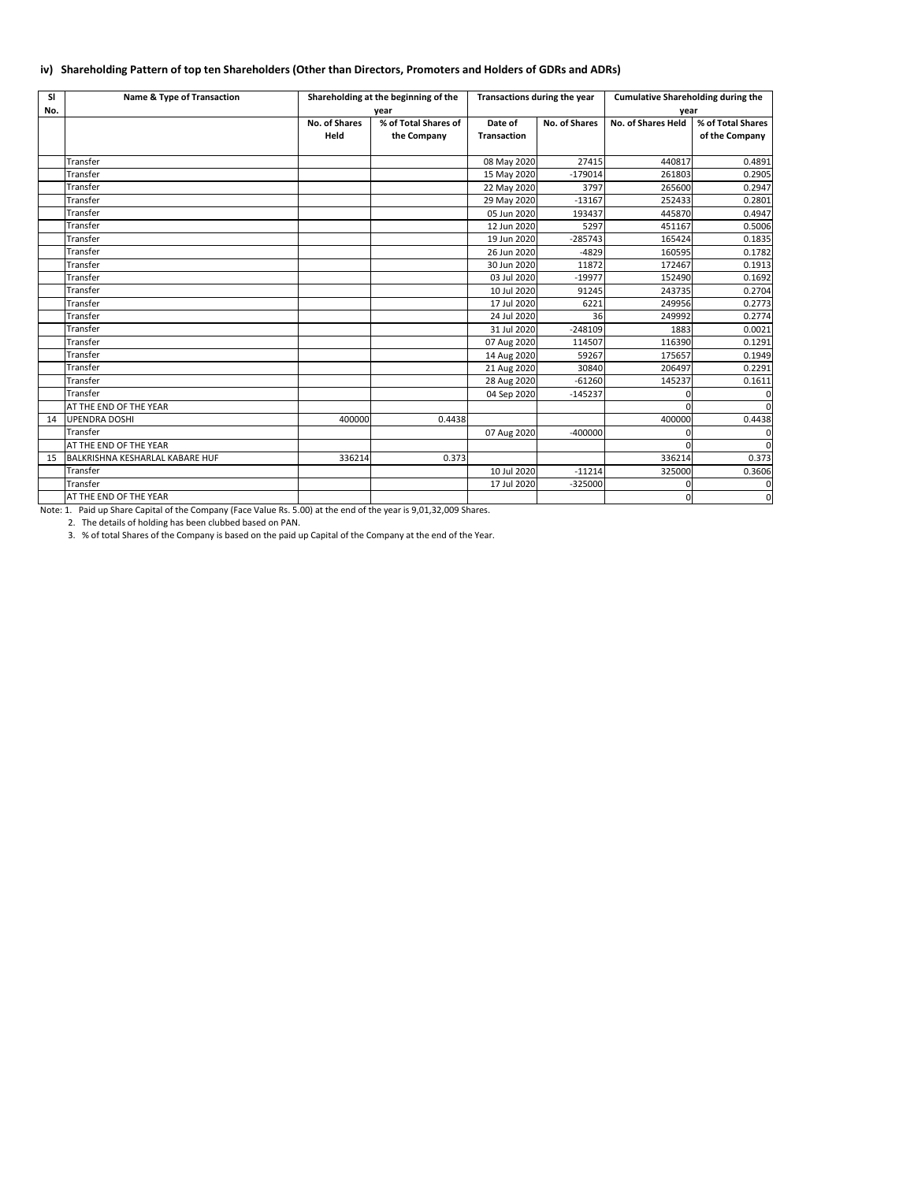### iv) Shareholding Pattern of top ten Shareholders (Other than Directors, Promoters and Holders of GDRs and ADRs)

| Sl No. | Name & Type of Transaction | Shareholding at the beginning of the year | | Transactions during the year | | Cumulative Shareholding during the year | |
|---|---|---|---|---|---|---|---|
| | | No. of Shares Held | % of Total Shares of the Company | Date of Transaction | No. of Shares | No. of Shares Held | % of Total Shares of the Company |
| | Transfer | | | 08 May 2020 | 27415 | 440817 | 0.4891 |
| | Transfer | | | 15 May 2020 | -179014 | 261803 | 0.2905 |
| | Transfer | | | 22 May 2020 | 3797 | 265600 | 0.2947 |
| | Transfer | | | 29 May 2020 | -13167 | 252433 | 0.2801 |
| | Transfer | | | 05 Jun 2020 | 193437 | 445870 | 0.4947 |
| | Transfer | | | 12 Jun 2020 | 5297 | 451167 | 0.5006 |
| | Transfer | | | 19 Jun 2020 | -285743 | 165424 | 0.1835 |
| | Transfer | | | 26 Jun 2020 | -4829 | 160595 | 0.1782 |
| | Transfer | | | 30 Jun 2020 | 11872 | 172467 | 0.1913 |
| | Transfer | | | 03 Jul 2020 | -19977 | 152490 | 0.1692 |
| | Transfer | | | 10 Jul 2020 | 91245 | 243735 | 0.2704 |
| | Transfer | | | 17 Jul 2020 | 6221 | 249956 | 0.2773 |
| | Transfer | | | 24 Jul 2020 | 36 | 249992 | 0.2774 |
| | Transfer | | | 31 Jul 2020 | -248109 | 1883 | 0.0021 |
| | Transfer | | | 07 Aug 2020 | 114507 | 116390 | 0.1291 |
| | Transfer | | | 14 Aug 2020 | 59267 | 175657 | 0.1949 |
| | Transfer | | | 21 Aug 2020 | 30840 | 206497 | 0.2291 |
| | Transfer | | | 28 Aug 2020 | -61260 | 145237 | 0.1611 |
| | Transfer | | | 04 Sep 2020 | -145237 | 0 | 0 |
| | AT THE END OF THE YEAR | | | | | 0 | 0 |
| 14 | UPENDRA DOSHI | 400000 | 0.4438 | | | 400000 | 0.4438 |
| | Transfer | | | 07 Aug 2020 | -400000 | 0 | 0 |
| | AT THE END OF THE YEAR | | | | | 0 | 0 |
| 15 | BALKRISHNA KESHARLAL KABARE HUF | 336214 | 0.373 | | | 336214 | 0.373 |
| | Transfer | | | 10 Jul 2020 | -11214 | 325000 | 0.3606 |
| | Transfer | | | 17 Jul 2020 | -325000 | 0 | 0 |
| | AT THE END OF THE YEAR | | | | | 0 | 0 |

Note: 1. Paid up Share Capital of the Company (Face Value Rs. 5.00) at the end of the year is 9,01,32,009 Shares.

2. The details of holding has been clubbed based on PAN.

3. % of total Shares of the Company is based on the paid up Capital of the Company at the end of the Year.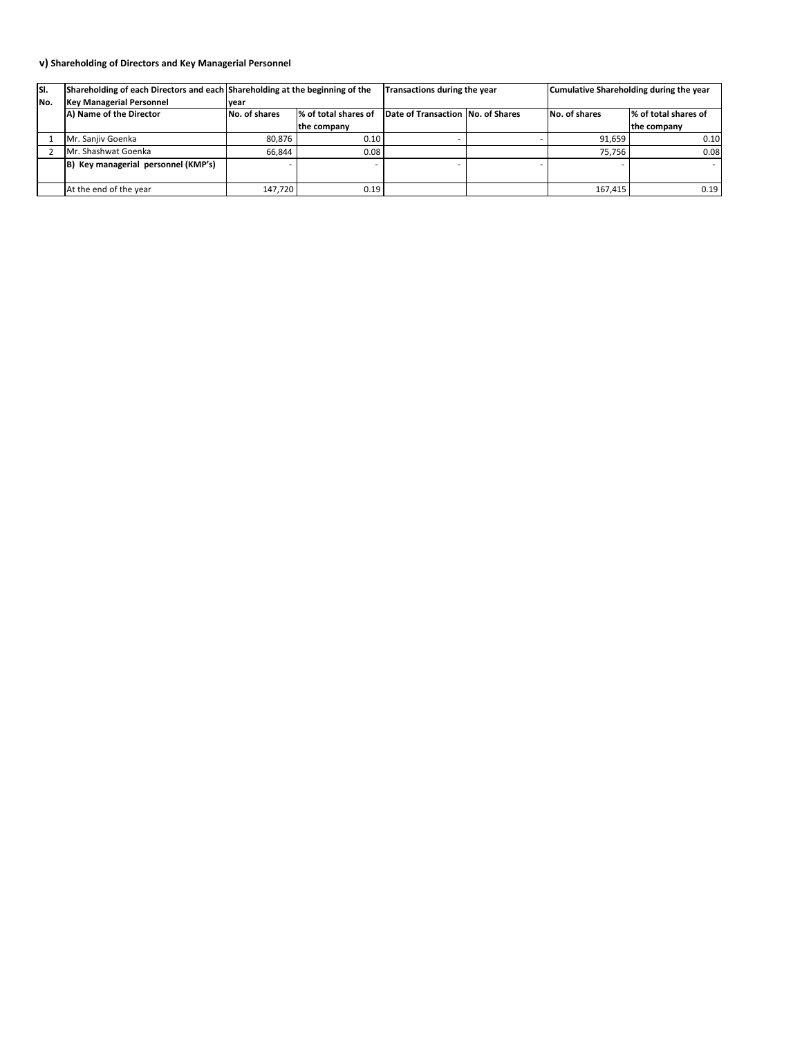**v) Shareholding of Directors and Key Managerial Personnel**

| Sl. No. | Shareholding of each Directors and each Key Managerial Personnel | Shareholding at the beginning of the year | | Transactions during the year | | Cumulative Shareholding during the year | |
|---|---|---|---|---|---|---|---|
| | **A) Name of the Director** | **No. of shares** | **% of total shares of the company** | **Date of Transaction** | **No. of Shares** | **No. of shares** | **% of total shares of the company** |
| 1 | Mr. Sanjiv Goenka | 80,876 | 0.10 | - | - | 91,659 | 0.10 |
| 2 | Mr. Shashwat Goenka | 66,844 | 0.08 | | | 75,756 | 0.08 |
| | **B) Key managerial personnel (KMP's)** | - | - | - | - | - | - |
| | At the end of the year | 147,720 | 0.19 | | | 167,415 | 0.19 |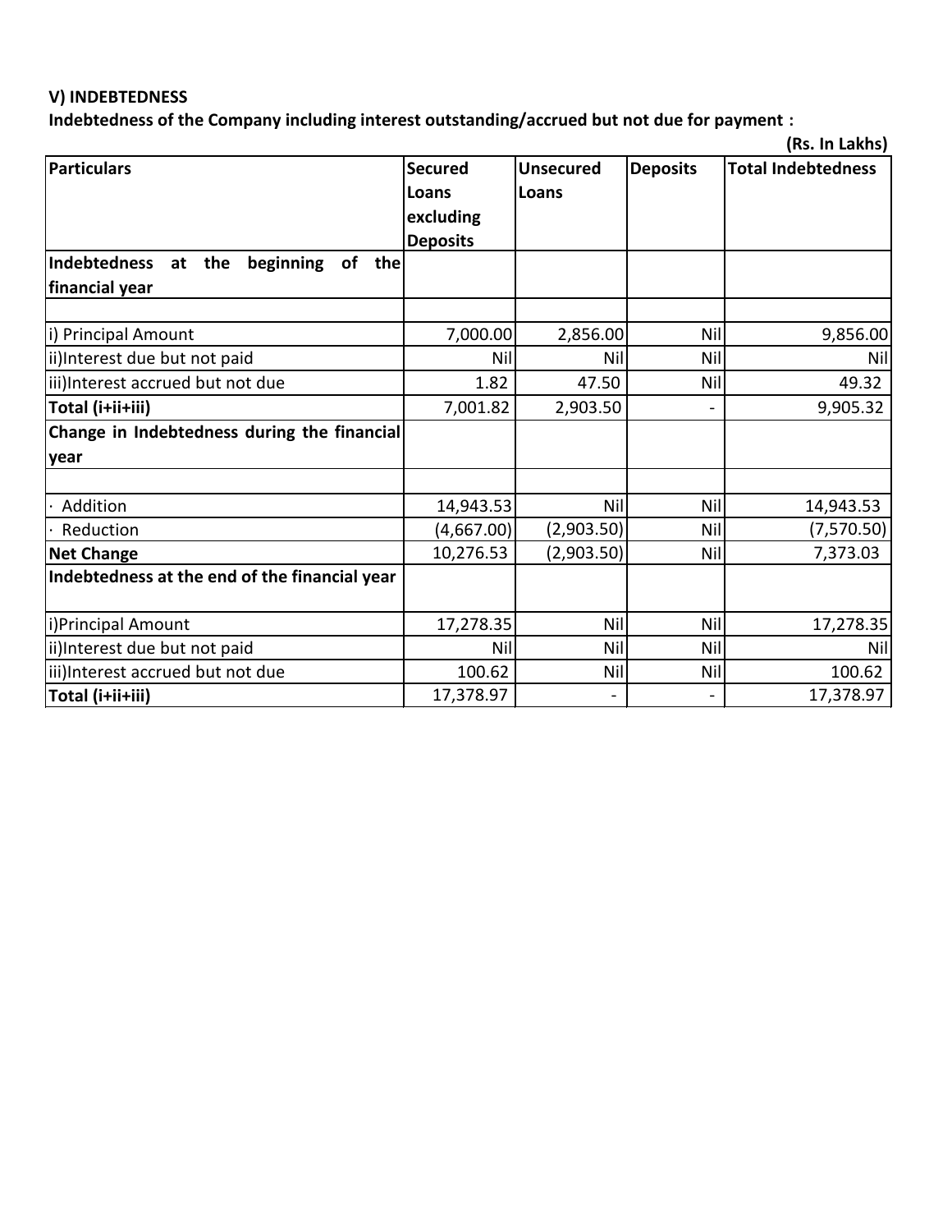### V) INDEBTEDNESS

**Indebtedness of the Company including interest outstanding/accrued but not due for payment :**

**(Rs. In Lakhs)**

| Particulars | Secured Loans excluding Deposits | Unsecured Loans | Deposits | Total Indebtedness |
|---|---|---|---|---|
| **Indebtedness at the beginning of the financial year** | | | | |
| | | | | |
| i) Principal Amount | 7,000.00 | 2,856.00 | Nil | 9,856.00 |
| ii)Interest due but not paid | Nil | Nil | Nil | Nil |
| iii)Interest accrued but not due | 1.82 | 47.50 | Nil | 49.32 |
| **Total (i+ii+iii)** | 7,001.82 | 2,903.50 | - | 9,905.32 |
| **Change in Indebtedness during the financial year** | | | | |
| | | | | |
| · Addition | 14,943.53 | Nil | Nil | 14,943.53 |
| · Reduction | (4,667.00) | (2,903.50) | Nil | (7,570.50) |
| **Net Change** | 10,276.53 | (2,903.50) | Nil | 7,373.03 |
| **Indebtedness at the end of the financial year** | | | | |
| i)Principal Amount | 17,278.35 | Nil | Nil | 17,278.35 |
| ii)Interest due but not paid | Nil | Nil | Nil | Nil |
| iii)Interest accrued but not due | 100.62 | Nil | Nil | 100.62 |
| **Total (i+ii+iii)** | 17,378.97 | - | - | 17,378.97 |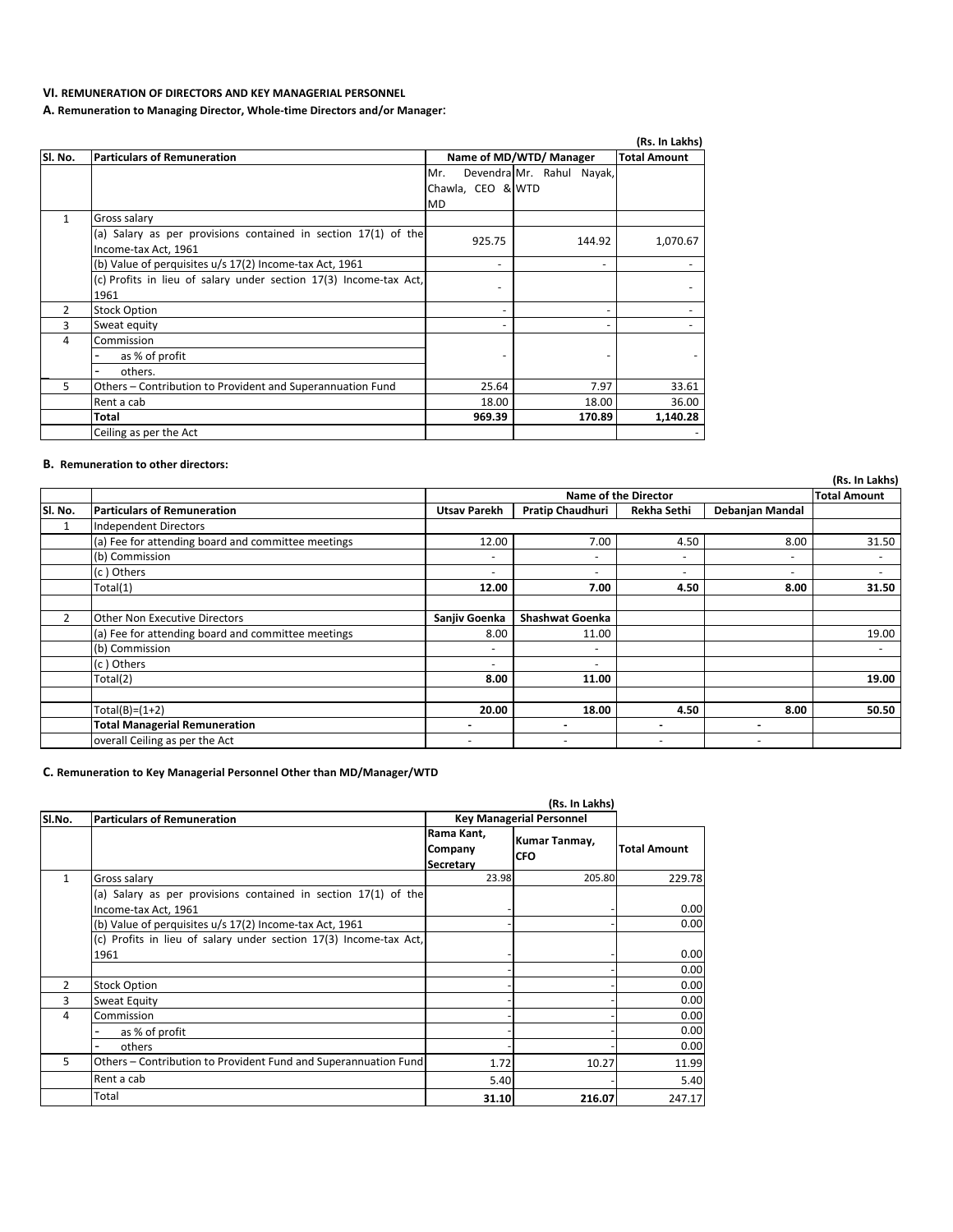### VI. REMUNERATION OF DIRECTORS AND KEY MANAGERIAL PERSONNEL

**A. Remuneration to Managing Director, Whole-time Directors and/or Manager:**

(Rs. In Lakhs)

| Sl. No. | Particulars of Remuneration | Name of MD/WTD/ Manager | | Total Amount |
|---|---|---|---|---|
| | | Mr. Devendra Chawla, CEO & MD | Mr. Rahul Nayak, WTD | |
| 1 | Gross salary | | | |
| | (a) Salary as per provisions contained in section 17(1) of the Income-tax Act, 1961 | 925.75 | 144.92 | 1,070.67 |
| | (b) Value of perquisites u/s 17(2) Income-tax Act, 1961 | - | - | - |
| | (c) Profits in lieu of salary under section 17(3) Income-tax Act, 1961 | - | | - |
| 2 | Stock Option | - | - | - |
| 3 | Sweat equity | - | - | - |
| 4 | Commission<br>- as % of profit<br>- others. | - | - | - |
| 5 | Others – Contribution to Provident and Superannuation Fund | 25.64 | 7.97 | 33.61 |
| | Rent a cab | 18.00 | 18.00 | 36.00 |
| | **Total** | **969.39** | **170.89** | **1,140.28** |
| | Ceiling as per the Act | | | - |

**B. Remuneration to other directors:**

(Rs. In Lakhs)

| Sl. No. | Particulars of Remuneration | Name of the Director | | | | Total Amount |
|---|---|---|---|---|---|---|
| | | Utsav Parekh | Pratip Chaudhuri | Rekha Sethi | Debanjan Mandal | |
| 1 | Independent Directors | | | | | |
| | (a) Fee for attending board and committee meetings | 12.00 | 7.00 | 4.50 | 8.00 | 31.50 |
| | (b) Commission | - | - | - | - | - |
| | (c ) Others | - | - | - | - | - |
| | Total(1) | **12.00** | **7.00** | **4.50** | **8.00** | **31.50** |
| | | | | | | |
| 2 | Other Non Executive Directors | Sanjiv Goenka | Shashwat Goenka | | | |
| | (a) Fee for attending board and committee meetings | 8.00 | 11.00 | | | 19.00 |
| | (b) Commission | - | - | | | - |
| | (c ) Others | - | - | | | |
| | Total(2) | **8.00** | **11.00** | | | **19.00** |
| | | | | | | |
| | Total(B)=(1+2) | **20.00** | **18.00** | **4.50** | **8.00** | **50.50** |
| | **Total Managerial Remuneration** | - | - | - | - | |
| | overall Ceiling as per the Act | - | - | - | - | |

**C. Remuneration to Key Managerial Personnel Other than MD/Manager/WTD**

(Rs. In Lakhs)

| Sl.No. | Particulars of Remuneration | Key Managerial Personnel | | |
|---|---|---|---|---|
| | | Rama Kant, Company Secretary | Kumar Tanmay, CFO | Total Amount |
| 1 | Gross salary | 23.98 | 205.80 | 229.78 |
| | (a) Salary as per provisions contained in section 17(1) of the Income-tax Act, 1961 | - | - | 0.00 |
| | (b) Value of perquisites u/s 17(2) Income-tax Act, 1961 | - | - | 0.00 |
| | (c) Profits in lieu of salary under section 17(3) Income-tax Act, 1961 | - | - | 0.00 |
| | | - | - | 0.00 |
| 2 | Stock Option | - | - | 0.00 |
| 3 | Sweat Equity | - | - | 0.00 |
| 4 | Commission | - | - | 0.00 |
| | - as % of profit | - | - | 0.00 |
| | - others | - | - | 0.00 |
| 5 | Others – Contribution to Provident Fund and Superannuation Fund | 1.72 | 10.27 | 11.99 |
| | Rent a cab | 5.40 | - | 5.40 |
| | Total | **31.10** | **216.07** | 247.17 |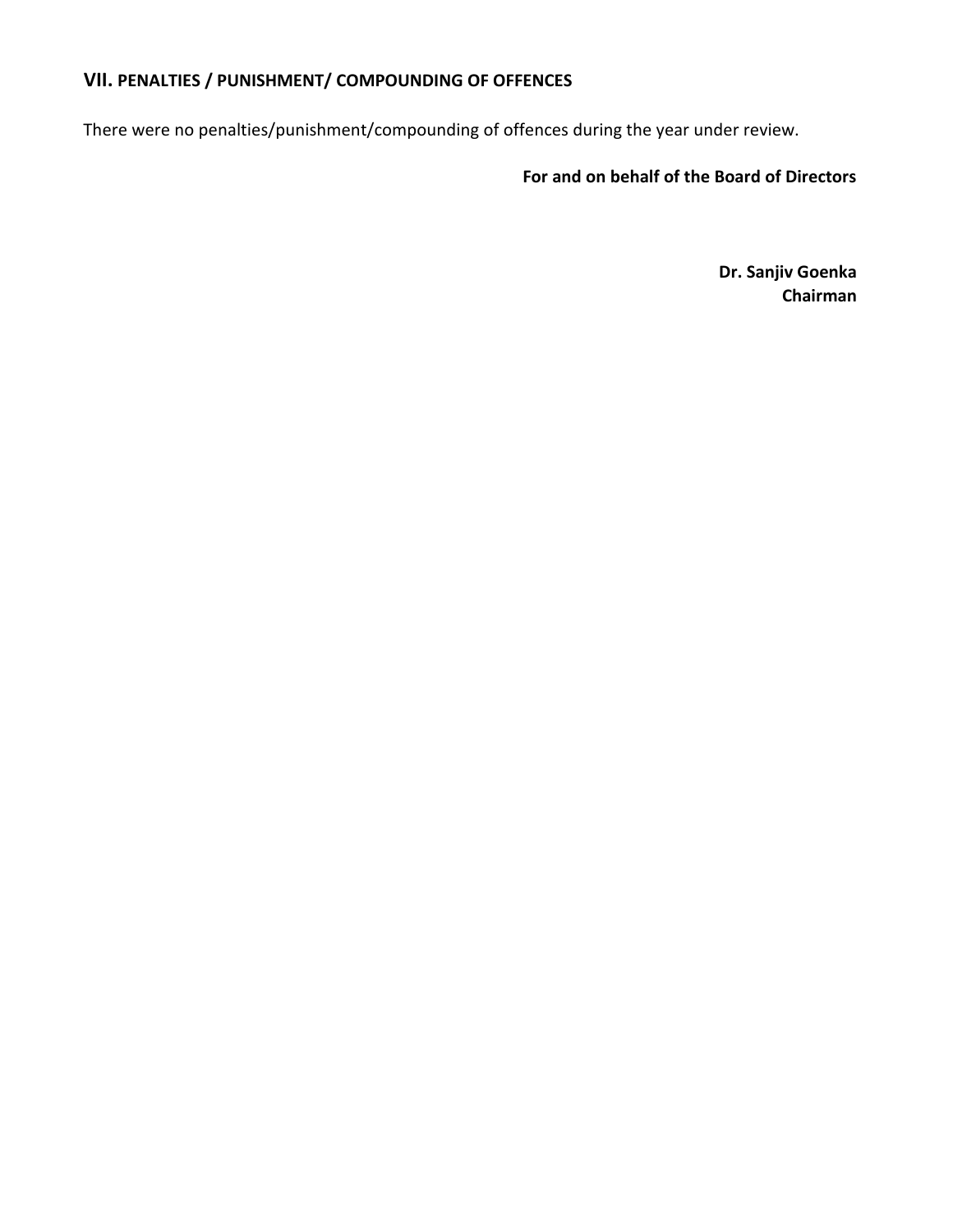## VII. PENALTIES / PUNISHMENT/ COMPOUNDING OF OFFENCES

There were no penalties/punishment/compounding of offences during the year under review.

**For and on behalf of the Board of Directors**

**Dr. Sanjiv Goenka**
**Chairman**